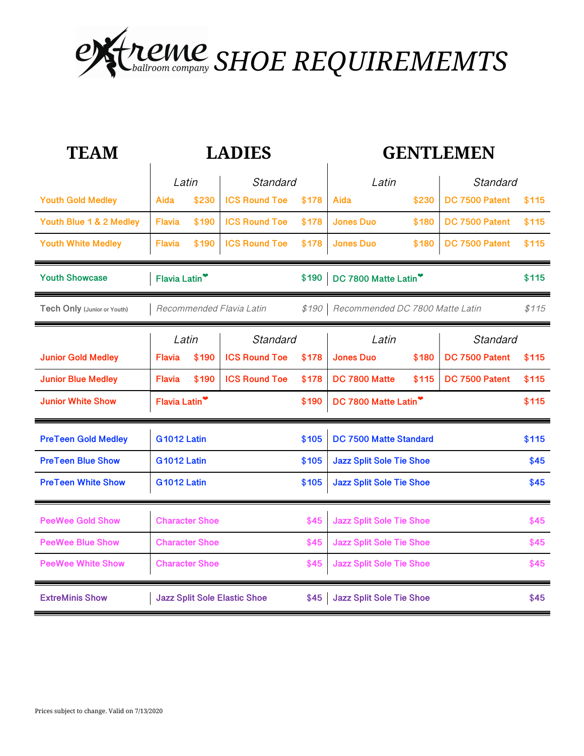# extreme ballroom company SHOE REQUIREMEMTS

| TEAM | LADIES | | | | GENTLEMEN | | | |
|---|---|---|---|---|---|---|---|---|
| | *Latin* | | *Standard* | | *Latin* | | *Standard* | |
| Youth Gold Medley | Aida | $230 | ICS Round Toe | $178 | Aida | $230 | DC 7500 Patent | $115 |
| Youth Blue 1 & 2 Medley | Flavia | $190 | ICS Round Toe | $178 | Jones Duo | $180 | DC 7500 Patent | $115 |
| Youth White Medley | Flavia | $190 | ICS Round Toe | $178 | Jones Duo | $180 | DC 7500 Patent | $115 |
| Youth Showcase | Flavia Latin❤ | | | $190 | DC 7800 Matte Latin❤ | | | $115 |
| Tech Only (Junior or Youth) | *Recommended Flavia Latin* | | | *$190* | *Recommended DC 7800 Matte Latin* | | | *$115* |
| | *Latin* | | *Standard* | | *Latin* | | *Standard* | |
| Junior Gold Medley | Flavia | $190 | ICS Round Toe | $178 | Jones Duo | $180 | DC 7500 Patent | $115 |
| Junior Blue Medley | Flavia | $190 | ICS Round Toe | $178 | DC 7800 Matte | $115 | DC 7500 Patent | $115 |
| Junior White Show | Flavia Latin❤ | | | $190 | DC 7800 Matte Latin❤ | | | $115 |
| PreTeen Gold Medley | G1012 Latin | | | $105 | DC 7500 Matte Standard | | | $115 |
| PreTeen Blue Show | G1012 Latin | | | $105 | Jazz Split Sole Tie Shoe | | | $45 |
| PreTeen White Show | G1012 Latin | | | $105 | Jazz Split Sole Tie Shoe | | | $45 |
| PeeWee Gold Show | Character Shoe | | | $45 | Jazz Split Sole Tie Shoe | | | $45 |
| PeeWee Blue Show | Character Shoe | | | $45 | Jazz Split Sole Tie Shoe | | | $45 |
| PeeWee White Show | Character Shoe | | | $45 | Jazz Split Sole Tie Shoe | | | $45 |
| ExtreMinis Show | Jazz Split Sole Elastic Shoe | | | $45 | Jazz Split Sole Tie Shoe | | | $45 |

Prices subject to change. Valid on 7/13/2020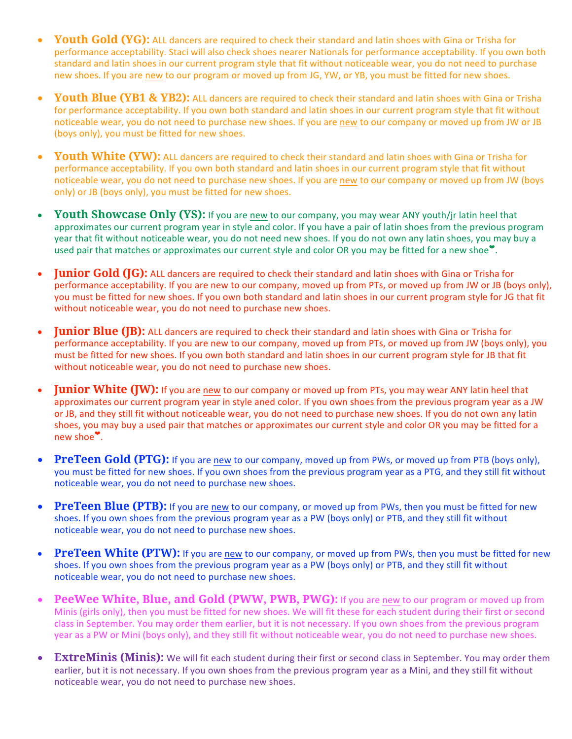- **Youth Gold (YG):** ALL dancers are required to check their standard and latin shoes with Gina or Trisha for performance acceptability. Staci will also check shoes nearer Nationals for performance acceptability. If you own both standard and latin shoes in our current program style that fit without noticeable wear, you do not need to purchase new shoes. If you are new to our program or moved up from JG, YW, or YB, you must be fitted for new shoes.

- **Youth Blue (YB1 & YB2):** ALL dancers are required to check their standard and latin shoes with Gina or Trisha for performance acceptability. If you own both standard and latin shoes in our current program style that fit without noticeable wear, you do not need to purchase new shoes. If you are new to our company or moved up from JW or JB (boys only), you must be fitted for new shoes.

- **Youth White (YW):** ALL dancers are required to check their standard and latin shoes with Gina or Trisha for performance acceptability. If you own both standard and latin shoes in our current program style that fit without noticeable wear, you do not need to purchase new shoes. If you are new to our company or moved up from JW (boys only) or JB (boys only), you must be fitted for new shoes.

- **Youth Showcase Only (YS):** If you are new to our company, you may wear ANY youth/jr latin heel that approximates our current program year in style and color. If you have a pair of latin shoes from the previous program year that fit without noticeable wear, you do not need new shoes. If you do not own any latin shoes, you may buy a used pair that matches or approximates our current style and color OR you may be fitted for a new shoe❤.

- **Junior Gold (JG):** ALL dancers are required to check their standard and latin shoes with Gina or Trisha for performance acceptability. If you are new to our company, moved up from PTs, or moved up from JW or JB (boys only), you must be fitted for new shoes. If you own both standard and latin shoes in our current program style for JG that fit without noticeable wear, you do not need to purchase new shoes.

- **Junior Blue (JB):** ALL dancers are required to check their standard and latin shoes with Gina or Trisha for performance acceptability. If you are new to our company, moved up from PTs, or moved up from JW (boys only), you must be fitted for new shoes. If you own both standard and latin shoes in our current program style for JB that fit without noticeable wear, you do not need to purchase new shoes.

- **Junior White (JW):** If you are new to our company or moved up from PTs, you may wear ANY latin heel that approximates our current program year in style aned color. If you own shoes from the previous program year as a JW or JB, and they still fit without noticeable wear, you do not need to purchase new shoes. If you do not own any latin shoes, you may buy a used pair that matches or approximates our current style and color OR you may be fitted for a new shoe❤.

- **PreTeen Gold (PTG):** If you are new to our company, moved up from PWs, or moved up from PTB (boys only), you must be fitted for new shoes. If you own shoes from the previous program year as a PTG, and they still fit without noticeable wear, you do not need to purchase new shoes.

- **PreTeen Blue (PTB):** If you are new to our company, or moved up from PWs, then you must be fitted for new shoes. If you own shoes from the previous program year as a PW (boys only) or PTB, and they still fit without noticeable wear, you do not need to purchase new shoes.

- **PreTeen White (PTW):** If you are new to our company, or moved up from PWs, then you must be fitted for new shoes. If you own shoes from the previous program year as a PW (boys only) or PTB, and they still fit without noticeable wear, you do not need to purchase new shoes.

- **PeeWee White, Blue, and Gold (PWW, PWB, PWG):** If you are new to our program or moved up from Minis (girls only), then you must be fitted for new shoes. We will fit these for each student during their first or second class in September. You may order them earlier, but it is not necessary. If you own shoes from the previous program year as a PW or Mini (boys only), and they still fit without noticeable wear, you do not need to purchase new shoes.

- **ExtreMinis (Minis):** We will fit each student during their first or second class in September. You may order them earlier, but it is not necessary. If you own shoes from the previous program year as a Mini, and they still fit without noticeable wear, you do not need to purchase new shoes.